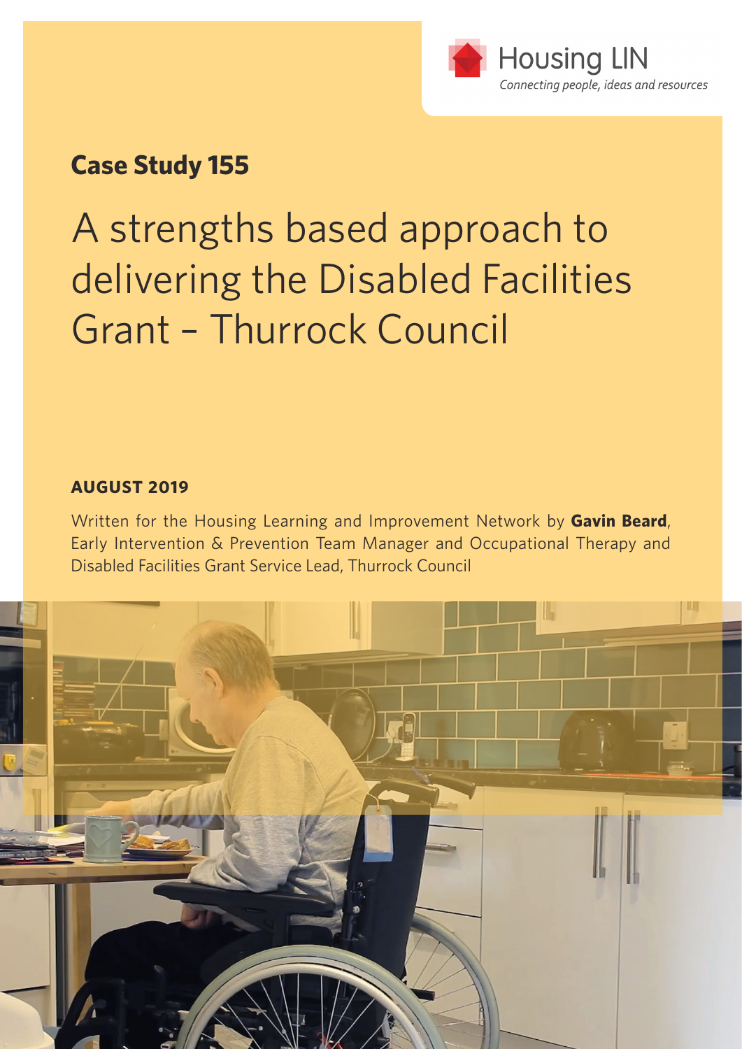Housing LIN

*Connecting people, ideas and resources*

## Case Study 155

# A strengths based approach to delivering the Disabled Facilities Grant – Thurrock Council

**AUGUST 2019**

Written for the Housing Learning and Improvement Network by **Gavin Beard**, Early Intervention & Prevention Team Manager and Occupational Therapy and Disabled Facilities Grant Service Lead, Thurrock Council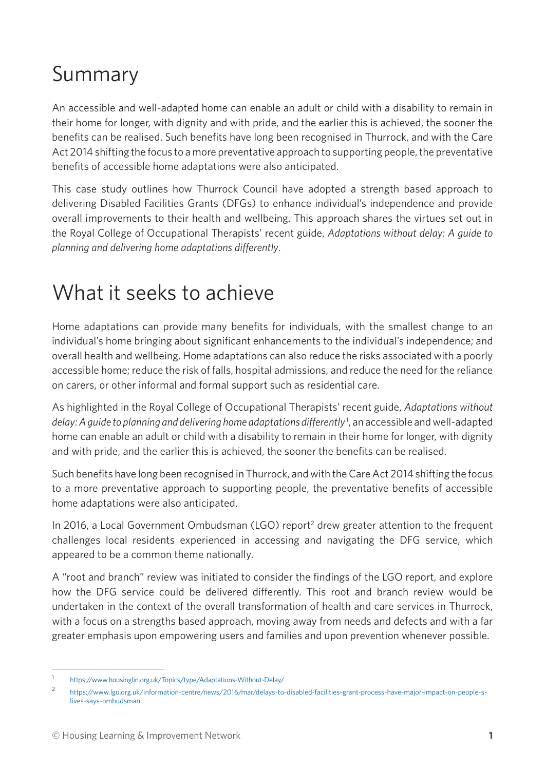# Summary

An accessible and well-adapted home can enable an adult or child with a disability to remain in their home for longer, with dignity and with pride, and the earlier this is achieved, the sooner the benefits can be realised. Such benefits have long been recognised in Thurrock, and with the Care Act 2014 shifting the focus to a more preventative approach to supporting people, the preventative benefits of accessible home adaptations were also anticipated.

This case study outlines how Thurrock Council have adopted a strength based approach to delivering Disabled Facilities Grants (DFGs) to enhance individual's independence and provide overall improvements to their health and wellbeing. This approach shares the virtues set out in the Royal College of Occupational Therapists' recent guide, *Adaptations without delay: A guide to planning and delivering home adaptations differently*.

# What it seeks to achieve

Home adaptations can provide many benefits for individuals, with the smallest change to an individual's home bringing about significant enhancements to the individual's independence; and overall health and wellbeing. Home adaptations can also reduce the risks associated with a poorly accessible home; reduce the risk of falls, hospital admissions, and reduce the need for the reliance on carers, or other informal and formal support such as residential care.

As highlighted in the Royal College of Occupational Therapists' recent guide, *Adaptations without delay: A guide to planning and delivering home adaptations differently*[1], an accessible and well-adapted home can enable an adult or child with a disability to remain in their home for longer, with dignity and with pride, and the earlier this is achieved, the sooner the benefits can be realised.

Such benefits have long been recognised in Thurrock, and with the Care Act 2014 shifting the focus to a more preventative approach to supporting people, the preventative benefits of accessible home adaptations were also anticipated.

In 2016, a Local Government Ombudsman (LGO) report[2] drew greater attention to the frequent challenges local residents experienced in accessing and navigating the DFG service, which appeared to be a common theme nationally.

A "root and branch" review was initiated to consider the findings of the LGO report, and explore how the DFG service could be delivered differently. This root and branch review would be undertaken in the context of the overall transformation of health and care services in Thurrock, with a focus on a strengths based approach, moving away from needs and defects and with a far greater emphasis upon empowering users and families and upon prevention whenever possible.

---

[1] https://www.housinglin.org.uk/Topics/type/Adaptations-Without-Delay/

[2] https://www.lgo.org.uk/information-centre/news/2016/mar/delays-to-disabled-facilities-grant-process-have-major-impact-on-people-s-lives-says-ombudsman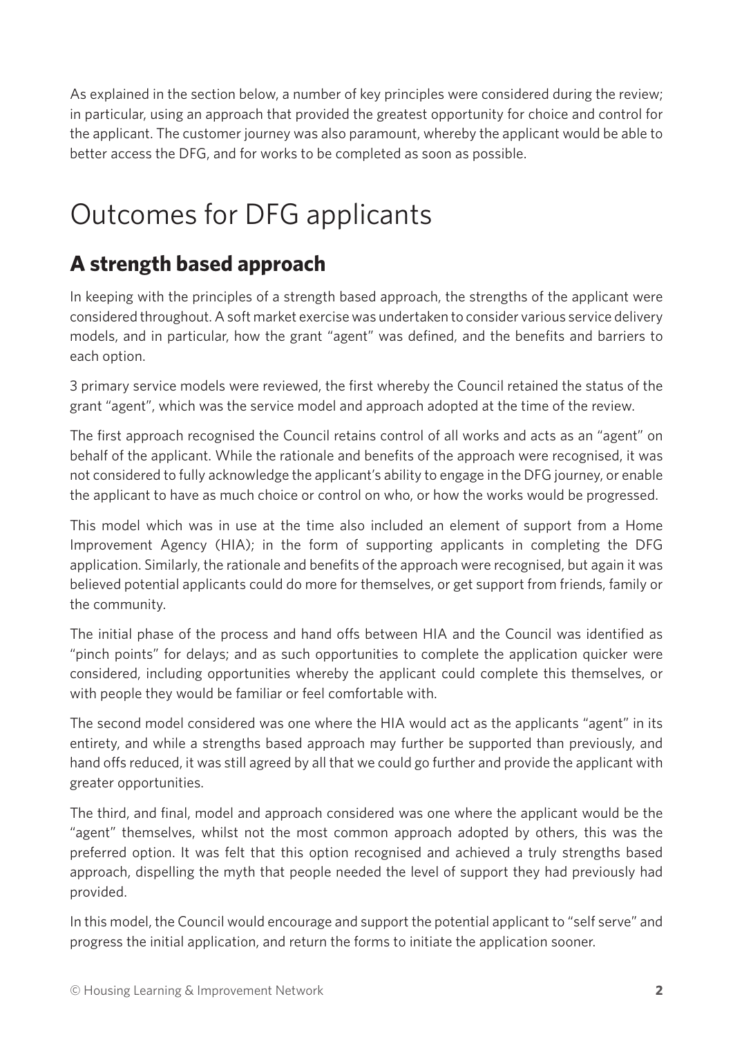As explained in the section below, a number of key principles were considered during the review; in particular, using an approach that provided the greatest opportunity for choice and control for the applicant. The customer journey was also paramount, whereby the applicant would be able to better access the DFG, and for works to be completed as soon as possible.

# Outcomes for DFG applicants

## A strength based approach

In keeping with the principles of a strength based approach, the strengths of the applicant were considered throughout. A soft market exercise was undertaken to consider various service delivery models, and in particular, how the grant "agent" was defined, and the benefits and barriers to each option.

3 primary service models were reviewed, the first whereby the Council retained the status of the grant "agent", which was the service model and approach adopted at the time of the review.

The first approach recognised the Council retains control of all works and acts as an "agent" on behalf of the applicant. While the rationale and benefits of the approach were recognised, it was not considered to fully acknowledge the applicant's ability to engage in the DFG journey, or enable the applicant to have as much choice or control on who, or how the works would be progressed.

This model which was in use at the time also included an element of support from a Home Improvement Agency (HIA); in the form of supporting applicants in completing the DFG application. Similarly, the rationale and benefits of the approach were recognised, but again it was believed potential applicants could do more for themselves, or get support from friends, family or the community.

The initial phase of the process and hand offs between HIA and the Council was identified as "pinch points" for delays; and as such opportunities to complete the application quicker were considered, including opportunities whereby the applicant could complete this themselves, or with people they would be familiar or feel comfortable with.

The second model considered was one where the HIA would act as the applicants "agent" in its entirety, and while a strengths based approach may further be supported than previously, and hand offs reduced, it was still agreed by all that we could go further and provide the applicant with greater opportunities.

The third, and final, model and approach considered was one where the applicant would be the "agent" themselves, whilst not the most common approach adopted by others, this was the preferred option. It was felt that this option recognised and achieved a truly strengths based approach, dispelling the myth that people needed the level of support they had previously had provided.

In this model, the Council would encourage and support the potential applicant to "self serve" and progress the initial application, and return the forms to initiate the application sooner.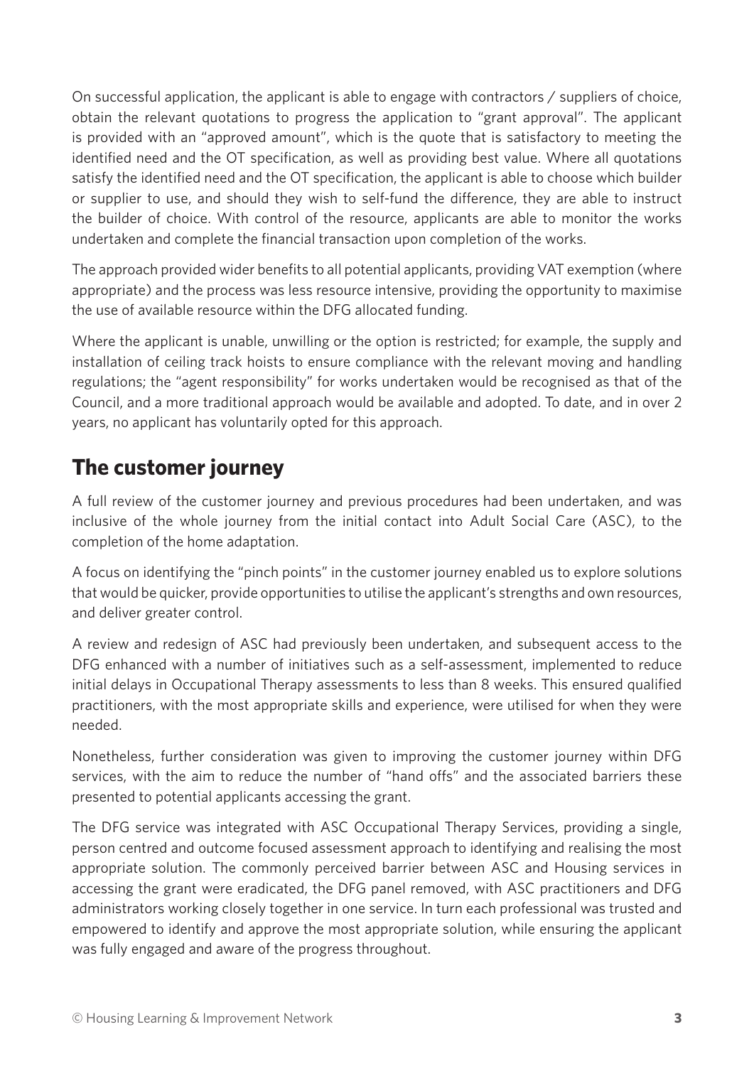On successful application, the applicant is able to engage with contractors / suppliers of choice, obtain the relevant quotations to progress the application to "grant approval". The applicant is provided with an "approved amount", which is the quote that is satisfactory to meeting the identified need and the OT specification, as well as providing best value. Where all quotations satisfy the identified need and the OT specification, the applicant is able to choose which builder or supplier to use, and should they wish to self-fund the difference, they are able to instruct the builder of choice. With control of the resource, applicants are able to monitor the works undertaken and complete the financial transaction upon completion of the works.

The approach provided wider benefits to all potential applicants, providing VAT exemption (where appropriate) and the process was less resource intensive, providing the opportunity to maximise the use of available resource within the DFG allocated funding.

Where the applicant is unable, unwilling or the option is restricted; for example, the supply and installation of ceiling track hoists to ensure compliance with the relevant moving and handling regulations; the "agent responsibility" for works undertaken would be recognised as that of the Council, and a more traditional approach would be available and adopted. To date, and in over 2 years, no applicant has voluntarily opted for this approach.

## The customer journey

A full review of the customer journey and previous procedures had been undertaken, and was inclusive of the whole journey from the initial contact into Adult Social Care (ASC), to the completion of the home adaptation.

A focus on identifying the "pinch points" in the customer journey enabled us to explore solutions that would be quicker, provide opportunities to utilise the applicant's strengths and own resources, and deliver greater control.

A review and redesign of ASC had previously been undertaken, and subsequent access to the DFG enhanced with a number of initiatives such as a self-assessment, implemented to reduce initial delays in Occupational Therapy assessments to less than 8 weeks. This ensured qualified practitioners, with the most appropriate skills and experience, were utilised for when they were needed.

Nonetheless, further consideration was given to improving the customer journey within DFG services, with the aim to reduce the number of "hand offs" and the associated barriers these presented to potential applicants accessing the grant.

The DFG service was integrated with ASC Occupational Therapy Services, providing a single, person centred and outcome focused assessment approach to identifying and realising the most appropriate solution. The commonly perceived barrier between ASC and Housing services in accessing the grant were eradicated, the DFG panel removed, with ASC practitioners and DFG administrators working closely together in one service. In turn each professional was trusted and empowered to identify and approve the most appropriate solution, while ensuring the applicant was fully engaged and aware of the progress throughout.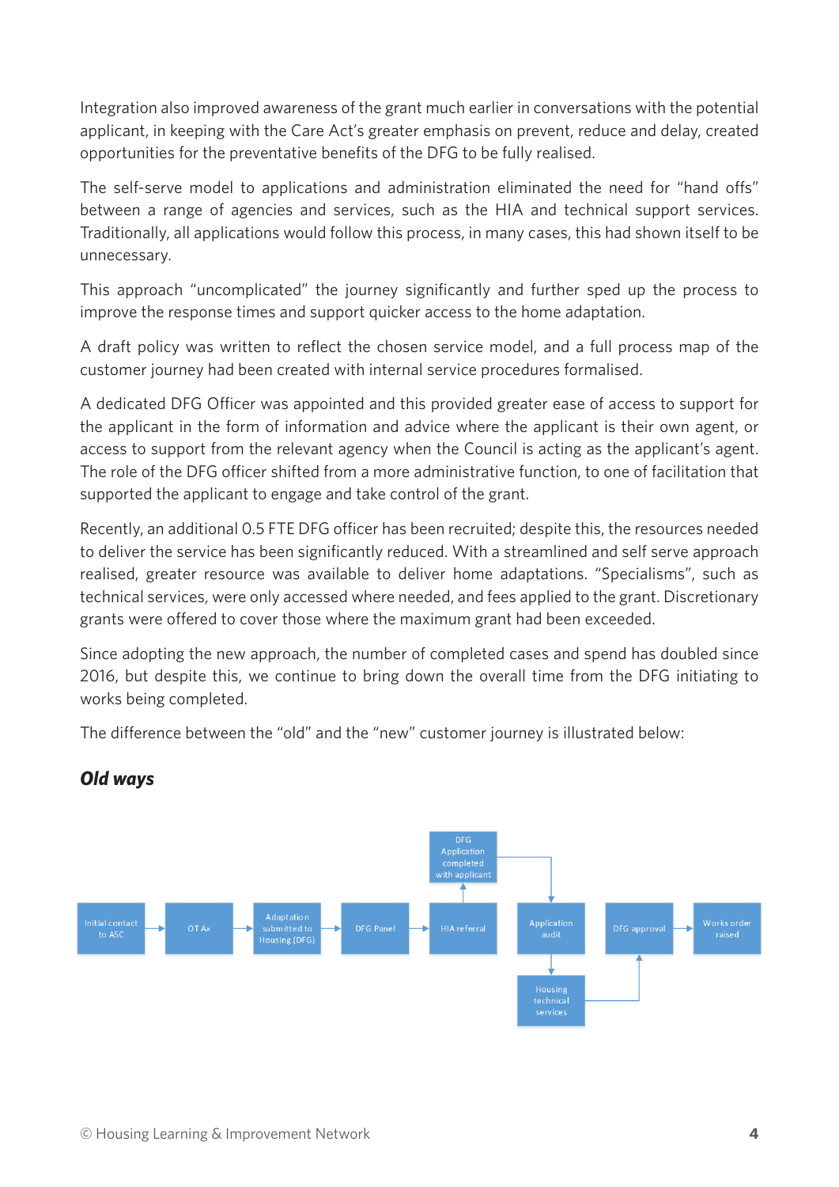Integration also improved awareness of the grant much earlier in conversations with the potential applicant, in keeping with the Care Act's greater emphasis on prevent, reduce and delay, created opportunities for the preventative benefits of the DFG to be fully realised.

The self-serve model to applications and administration eliminated the need for "hand offs" between a range of agencies and services, such as the HIA and technical support services. Traditionally, all applications would follow this process, in many cases, this had shown itself to be unnecessary.

This approach "uncomplicated" the journey significantly and further sped up the process to improve the response times and support quicker access to the home adaptation.

A draft policy was written to reflect the chosen service model, and a full process map of the customer journey had been created with internal service procedures formalised.

A dedicated DFG Officer was appointed and this provided greater ease of access to support for the applicant in the form of information and advice where the applicant is their own agent, or access to support from the relevant agency when the Council is acting as the applicant's agent. The role of the DFG officer shifted from a more administrative function, to one of facilitation that supported the applicant to engage and take control of the grant.

Recently, an additional 0.5 FTE DFG officer has been recruited; despite this, the resources needed to deliver the service has been significantly reduced. With a streamlined and self serve approach realised, greater resource was available to deliver home adaptations. "Specialisms", such as technical services, were only accessed where needed, and fees applied to the grant. Discretionary grants were offered to cover those where the maximum grant had been exceeded.

Since adopting the new approach, the number of completed cases and spend has doubled since 2016, but despite this, we continue to bring down the overall time from the DFG initiating to works being completed.

The difference between the "old" and the "new" customer journey is illustrated below:

### *Old ways*

Initial contact to ASC → OT Ax → Adaptation submitted to Housing (DFG) → DFG Panel → HIA referral → DFG Application completed with applicant → Application audit → Housing technical services → DFG approval → Works order raised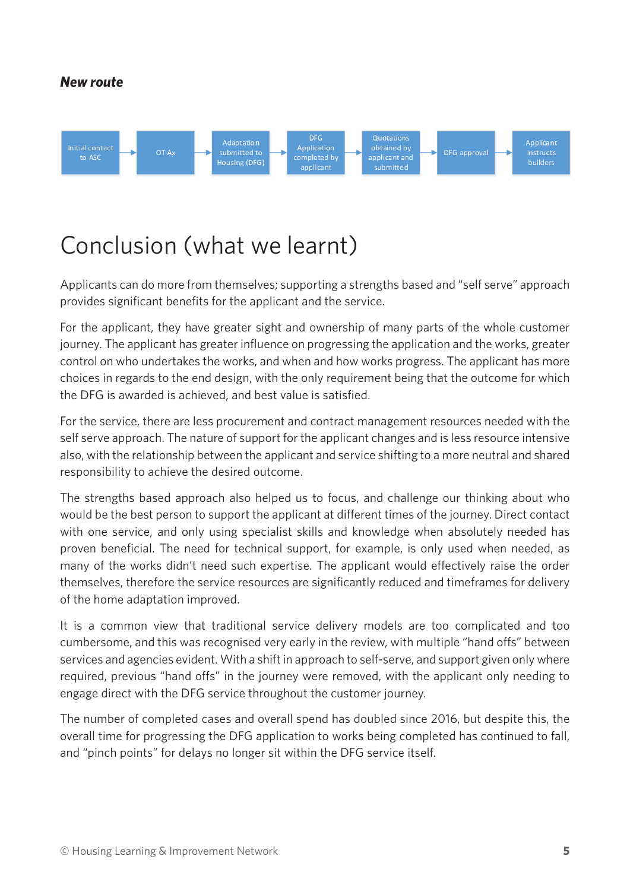***New route***

Initial contact to ASC → OT Ax → Adaptation submitted to Housing (DFG) → DFG Application completed by applicant → Quotations obtained by applicant and submitted → DFG approval → Applicant instructs builders

# Conclusion (what we learnt)

Applicants can do more from themselves; supporting a strengths based and "self serve" approach provides significant benefits for the applicant and the service.

For the applicant, they have greater sight and ownership of many parts of the whole customer journey. The applicant has greater influence on progressing the application and the works, greater control on who undertakes the works, and when and how works progress. The applicant has more choices in regards to the end design, with the only requirement being that the outcome for which the DFG is awarded is achieved, and best value is satisfied.

For the service, there are less procurement and contract management resources needed with the self serve approach. The nature of support for the applicant changes and is less resource intensive also, with the relationship between the applicant and service shifting to a more neutral and shared responsibility to achieve the desired outcome.

The strengths based approach also helped us to focus, and challenge our thinking about who would be the best person to support the applicant at different times of the journey. Direct contact with one service, and only using specialist skills and knowledge when absolutely needed has proven beneficial. The need for technical support, for example, is only used when needed, as many of the works didn't need such expertise. The applicant would effectively raise the order themselves, therefore the service resources are significantly reduced and timeframes for delivery of the home adaptation improved.

It is a common view that traditional service delivery models are too complicated and too cumbersome, and this was recognised very early in the review, with multiple "hand offs" between services and agencies evident. With a shift in approach to self-serve, and support given only where required, previous "hand offs" in the journey were removed, with the applicant only needing to engage direct with the DFG service throughout the customer journey.

The number of completed cases and overall spend has doubled since 2016, but despite this, the overall time for progressing the DFG application to works being completed has continued to fall, and "pinch points" for delays no longer sit within the DFG service itself.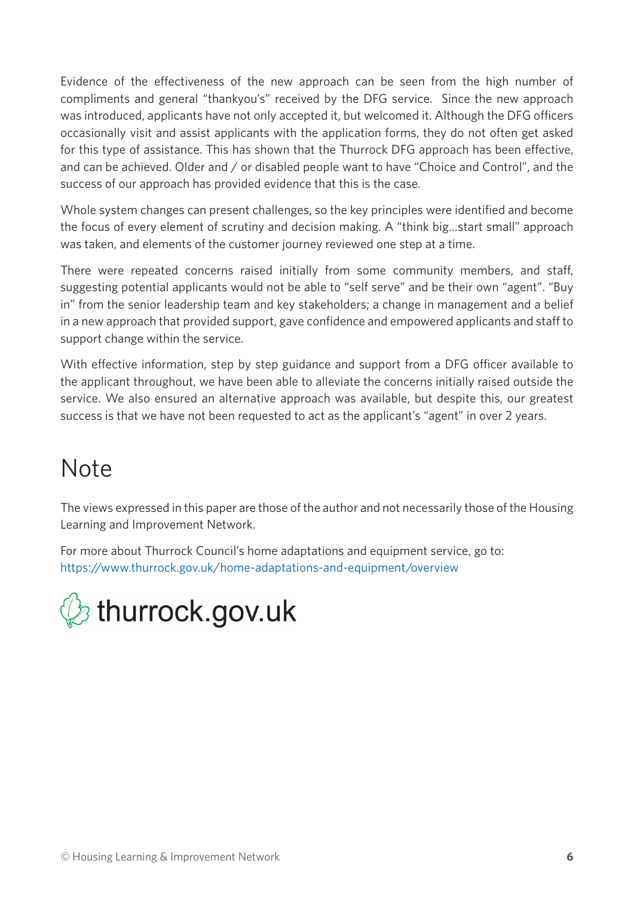Evidence of the effectiveness of the new approach can be seen from the high number of compliments and general "thankyou's" received by the DFG service. Since the new approach was introduced, applicants have not only accepted it, but welcomed it. Although the DFG officers occasionally visit and assist applicants with the application forms, they do not often get asked for this type of assistance. This has shown that the Thurrock DFG approach has been effective, and can be achieved. Older and / or disabled people want to have "Choice and Control", and the success of our approach has provided evidence that this is the case.

Whole system changes can present challenges, so the key principles were identified and become the focus of every element of scrutiny and decision making. A "think big…start small" approach was taken, and elements of the customer journey reviewed one step at a time.

There were repeated concerns raised initially from some community members, and staff, suggesting potential applicants would not be able to "self serve" and be their own "agent". "Buy in" from the senior leadership team and key stakeholders; a change in management and a belief in a new approach that provided support, gave confidence and empowered applicants and staff to support change within the service.

With effective information, step by step guidance and support from a DFG officer available to the applicant throughout, we have been able to alleviate the concerns initially raised outside the service. We also ensured an alternative approach was available, but despite this, our greatest success is that we have not been requested to act as the applicant's "agent" in over 2 years.

# Note

The views expressed in this paper are those of the author and not necessarily those of the Housing Learning and Improvement Network.

For more about Thurrock Council's home adaptations and equipment service, go to:
https://www.thurrock.gov.uk/home-adaptations-and-equipment/overview

thurrock.gov.uk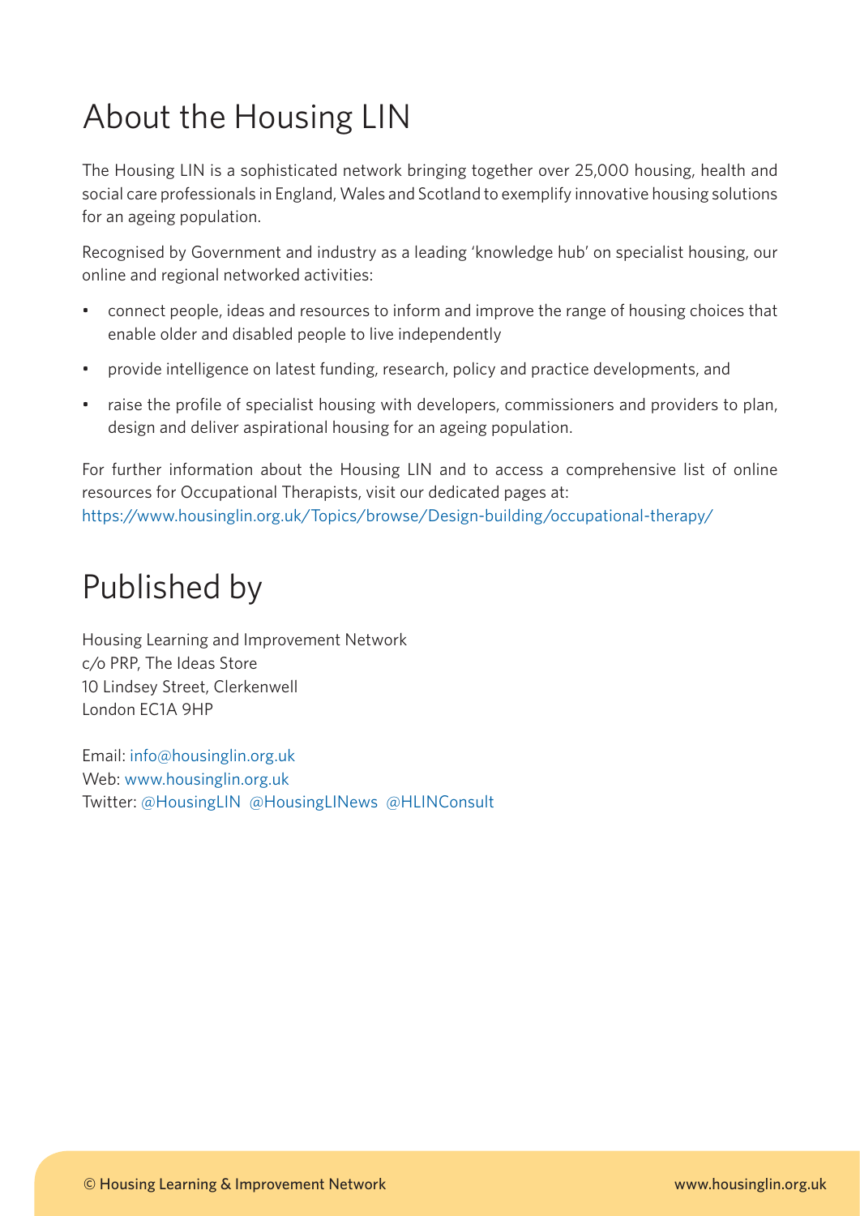## About the Housing LIN

The Housing LIN is a sophisticated network bringing together over 25,000 housing, health and social care professionals in England, Wales and Scotland to exemplify innovative housing solutions for an ageing population.

Recognised by Government and industry as a leading 'knowledge hub' on specialist housing, our online and regional networked activities:

- connect people, ideas and resources to inform and improve the range of housing choices that enable older and disabled people to live independently
- provide intelligence on latest funding, research, policy and practice developments, and
- raise the profile of specialist housing with developers, commissioners and providers to plan, design and deliver aspirational housing for an ageing population.

For further information about the Housing LIN and to access a comprehensive list of online resources for Occupational Therapists, visit our dedicated pages at:
https://www.housinglin.org.uk/Topics/browse/Design-building/occupational-therapy/

## Published by

Housing Learning and Improvement Network
c/o PRP, The Ideas Store
10 Lindsey Street, Clerkenwell
London EC1A 9HP

Email: info@housinglin.org.uk
Web: www.housinglin.org.uk
Twitter: @HousingLIN @HousingLINews @HLINConsult

© Housing Learning & Improvement Network